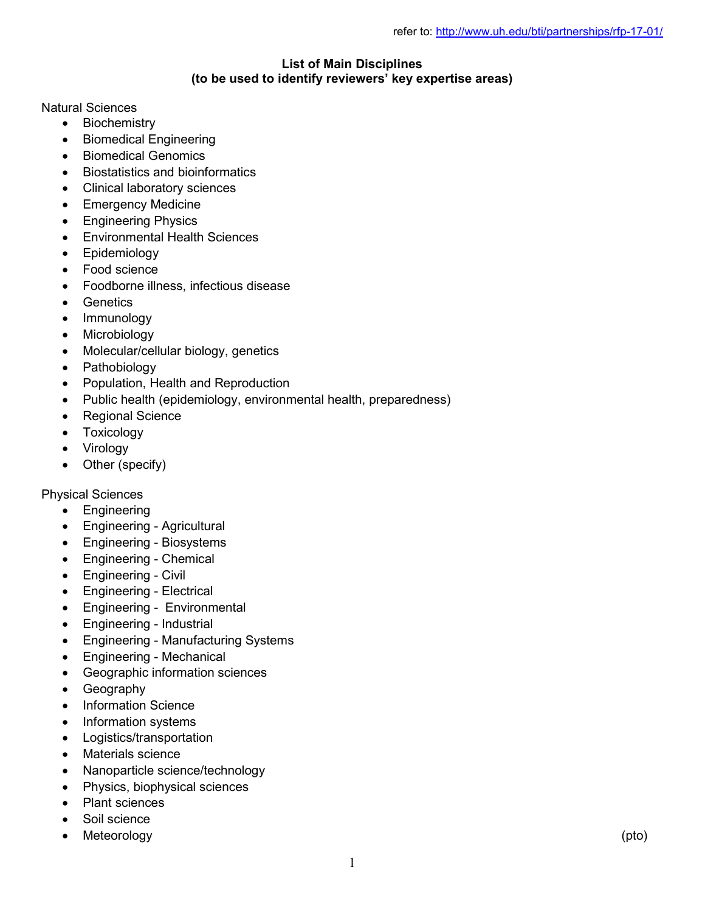refer to: http://www.uh.edu/bti/partnerships/rfp-17-01/

# List of Main Disciplines
## (to be used to identify reviewers' key expertise areas)

Natural Sciences

- Biochemistry
- Biomedical Engineering
- Biomedical Genomics
- Biostatistics and bioinformatics
- Clinical laboratory sciences
- Emergency Medicine
- Engineering Physics
- Environmental Health Sciences
- Epidemiology
- Food science
- Foodborne illness, infectious disease
- Genetics
- Immunology
- Microbiology
- Molecular/cellular biology, genetics
- Pathobiology
- Population, Health and Reproduction
- Public health (epidemiology, environmental health, preparedness)
- Regional Science
- Toxicology
- Virology
- Other (specify)

Physical Sciences

- Engineering
- Engineering - Agricultural
- Engineering - Biosystems
- Engineering - Chemical
- Engineering - Civil
- Engineering - Electrical
- Engineering - Environmental
- Engineering - Industrial
- Engineering - Manufacturing Systems
- Engineering - Mechanical
- Geographic information sciences
- Geography
- Information Science
- Information systems
- Logistics/transportation
- Materials science
- Nanoparticle science/technology
- Physics, biophysical sciences
- Plant sciences
- Soil science
- Meteorology

(pto)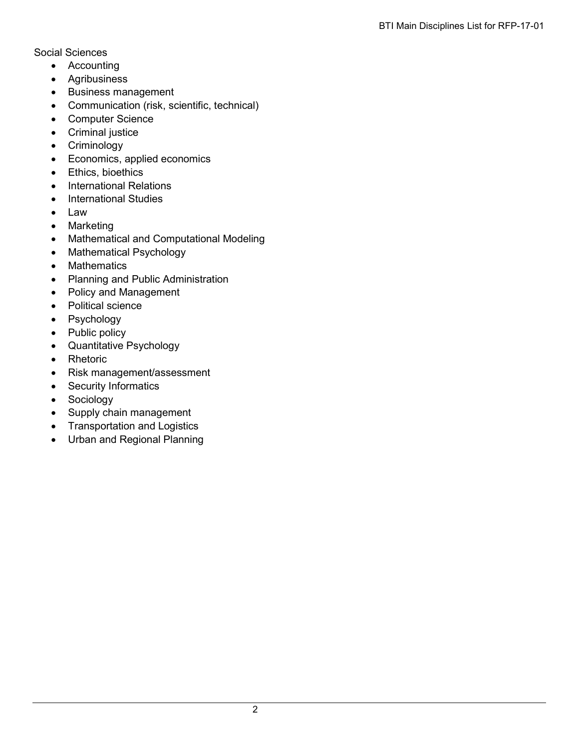Social Sciences

- Accounting
- Agribusiness
- Business management
- Communication (risk, scientific, technical)
- Computer Science
- Criminal justice
- Criminology
- Economics, applied economics
- Ethics, bioethics
- International Relations
- International Studies
- Law
- Marketing
- Mathematical and Computational Modeling
- Mathematical Psychology
- Mathematics
- Planning and Public Administration
- Policy and Management
- Political science
- Psychology
- Public policy
- Quantitative Psychology
- Rhetoric
- Risk management/assessment
- Security Informatics
- Sociology
- Supply chain management
- Transportation and Logistics
- Urban and Regional Planning